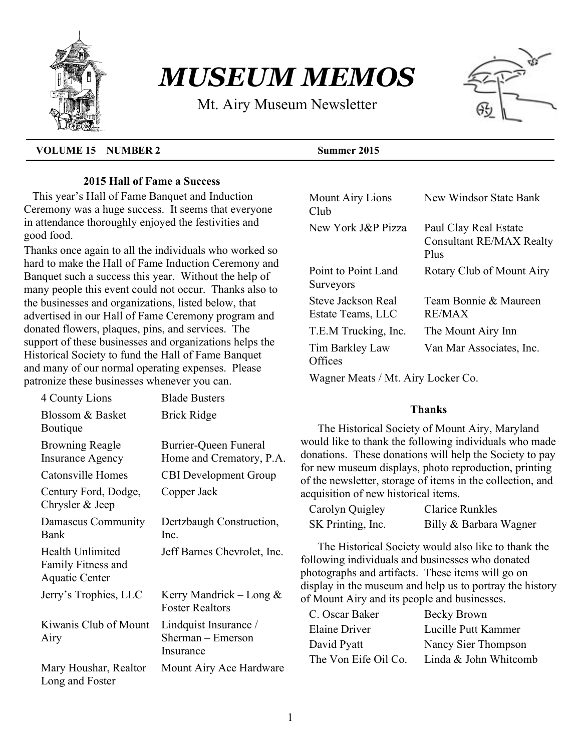# *MUSEUM MEMOS*

Mt. Airy Museum Newsletter

**VOLUME 15 NUMBER 2** **Summer 2015**

### 2015 Hall of Fame a Success

This year's Hall of Fame Banquet and Induction Ceremony was a huge success. It seems that everyone in attendance thoroughly enjoyed the festivities and good food.

Thanks once again to all the individuals who worked so hard to make the Hall of Fame Induction Ceremony and Banquet such a success this year. Without the help of many people this event could not occur. Thanks also to the businesses and organizations, listed below, that advertised in our Hall of Fame Ceremony program and donated flowers, plaques, pins, and services. The support of these businesses and organizations helps the Historical Society to fund the Hall of Fame Banquet and many of our normal operating expenses. Please patronize these businesses whenever you can.

| | |
|---|---|
| 4 County Lions | Blade Busters |
| Blossom & Basket Boutique | Brick Ridge |
| Browning Reagle Insurance Agency | Burrier-Queen Funeral Home and Crematory, P.A. |
| Catonsville Homes | CBI Development Group |
| Century Ford, Dodge, Chrysler & Jeep | Copper Jack |
| Damascus Community Bank | Dertzbaugh Construction, Inc. |
| Health Unlimited Family Fitness and Aquatic Center | Jeff Barnes Chevrolet, Inc. |
| Jerry's Trophies, LLC | Kerry Mandrick – Long & Foster Realtors |
| Kiwanis Club of Mount Airy | Lindquist Insurance / Sherman – Emerson Insurance |
| Mary Houshar, Realtor Long and Foster | Mount Airy Ace Hardware |
| Mount Airy Lions Club | New Windsor State Bank |
| New York J&P Pizza | Paul Clay Real Estate Consultant RE/MAX Realty Plus |
| Point to Point Land Surveyors | Rotary Club of Mount Airy |
| Steve Jackson Real Estate Teams, LLC | Team Bonnie & Maureen RE/MAX |
| T.E.M Trucking, Inc. | The Mount Airy Inn |
| Tim Barkley Law Offices | Van Mar Associates, Inc. |

Wagner Meats / Mt. Airy Locker Co.

### Thanks

The Historical Society of Mount Airy, Maryland would like to thank the following individuals who made donations. These donations will help the Society to pay for new museum displays, photo reproduction, printing of the newsletter, storage of items in the collection, and acquisition of new historical items.

| | |
|---|---|
| Carolyn Quigley | Clarice Runkles |
| SK Printing, Inc. | Billy & Barbara Wagner |

The Historical Society would also like to thank the following individuals and businesses who donated photographs and artifacts. These items will go on display in the museum and help us to portray the history of Mount Airy and its people and businesses.

| | |
|---|---|
| C. Oscar Baker | Becky Brown |
| Elaine Driver | Lucille Putt Kammer |
| David Pyatt | Nancy Sier Thompson |
| The Von Eife Oil Co. | Linda & John Whitcomb |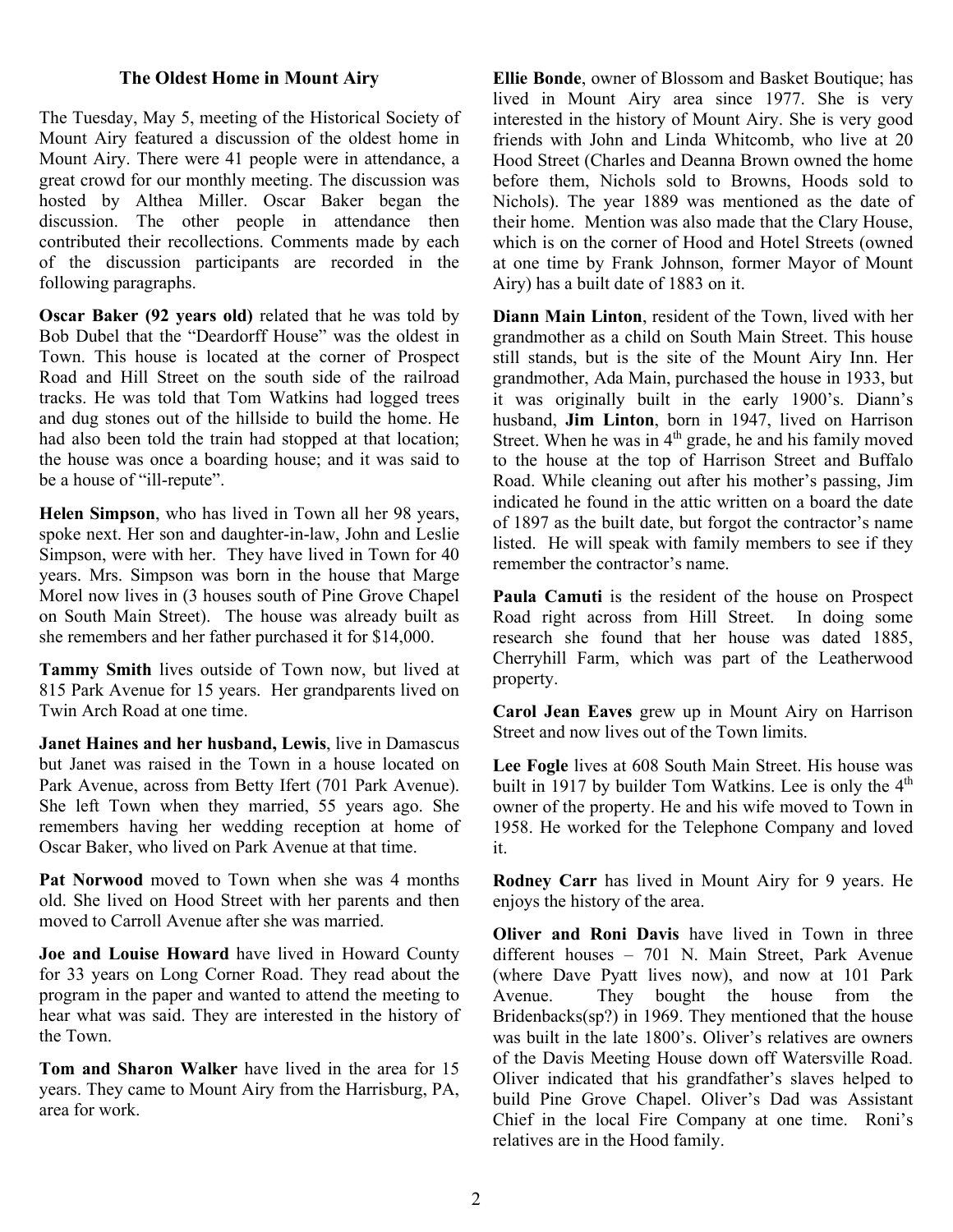## The Oldest Home in Mount Airy

The Tuesday, May 5, meeting of the Historical Society of Mount Airy featured a discussion of the oldest home in Mount Airy. There were 41 people were in attendance, a great crowd for our monthly meeting. The discussion was hosted by Althea Miller. Oscar Baker began the discussion. The other people in attendance then contributed their recollections. Comments made by each of the discussion participants are recorded in the following paragraphs.

**Oscar Baker (92 years old)** related that he was told by Bob Dubel that the "Deardorff House" was the oldest in Town. This house is located at the corner of Prospect Road and Hill Street on the south side of the railroad tracks. He was told that Tom Watkins had logged trees and dug stones out of the hillside to build the home. He had also been told the train had stopped at that location; the house was once a boarding house; and it was said to be a house of "ill-repute".

**Helen Simpson**, who has lived in Town all her 98 years, spoke next. Her son and daughter-in-law, John and Leslie Simpson, were with her. They have lived in Town for 40 years. Mrs. Simpson was born in the house that Marge Morel now lives in (3 houses south of Pine Grove Chapel on South Main Street). The house was already built as she remembers and her father purchased it for $14,000.

**Tammy Smith** lives outside of Town now, but lived at 815 Park Avenue for 15 years. Her grandparents lived on Twin Arch Road at one time.

**Janet Haines and her husband, Lewis**, live in Damascus but Janet was raised in the Town in a house located on Park Avenue, across from Betty Ifert (701 Park Avenue). She left Town when they married, 55 years ago. She remembers having her wedding reception at home of Oscar Baker, who lived on Park Avenue at that time.

**Pat Norwood** moved to Town when she was 4 months old. She lived on Hood Street with her parents and then moved to Carroll Avenue after she was married.

**Joe and Louise Howard** have lived in Howard County for 33 years on Long Corner Road. They read about the program in the paper and wanted to attend the meeting to hear what was said. They are interested in the history of the Town.

**Tom and Sharon Walker** have lived in the area for 15 years. They came to Mount Airy from the Harrisburg, PA, area for work.

**Ellie Bonde**, owner of Blossom and Basket Boutique; has lived in Mount Airy area since 1977. She is very interested in the history of Mount Airy. She is very good friends with John and Linda Whitcomb, who live at 20 Hood Street (Charles and Deanna Brown owned the home before them, Nichols sold to Browns, Hoods sold to Nichols). The year 1889 was mentioned as the date of their home. Mention was also made that the Clary House, which is on the corner of Hood and Hotel Streets (owned at one time by Frank Johnson, former Mayor of Mount Airy) has a built date of 1883 on it.

**Diann Main Linton**, resident of the Town, lived with her grandmother as a child on South Main Street. This house still stands, but is the site of the Mount Airy Inn. Her grandmother, Ada Main, purchased the house in 1933, but it was originally built in the early 1900's. Diann's husband, **Jim Linton**, born in 1947, lived on Harrison Street. When he was in 4th grade, he and his family moved to the house at the top of Harrison Street and Buffalo Road. While cleaning out after his mother's passing, Jim indicated he found in the attic written on a board the date of 1897 as the built date, but forgot the contractor's name listed. He will speak with family members to see if they remember the contractor's name.

**Paula Camuti** is the resident of the house on Prospect Road right across from Hill Street. In doing some research she found that her house was dated 1885, Cherryhill Farm, which was part of the Leatherwood property.

**Carol Jean Eaves** grew up in Mount Airy on Harrison Street and now lives out of the Town limits.

**Lee Fogle** lives at 608 South Main Street. His house was built in 1917 by builder Tom Watkins. Lee is only the 4th owner of the property. He and his wife moved to Town in 1958. He worked for the Telephone Company and loved it.

**Rodney Carr** has lived in Mount Airy for 9 years. He enjoys the history of the area.

**Oliver and Roni Davis** have lived in Town in three different houses – 701 N. Main Street, Park Avenue (where Dave Pyatt lives now), and now at 101 Park Avenue. They bought the house from the Bridenbacks(sp?) in 1969. They mentioned that the house was built in the late 1800's. Oliver's relatives are owners of the Davis Meeting House down off Watersville Road. Oliver indicated that his grandfather's slaves helped to build Pine Grove Chapel. Oliver's Dad was Assistant Chief in the local Fire Company at one time. Roni's relatives are in the Hood family.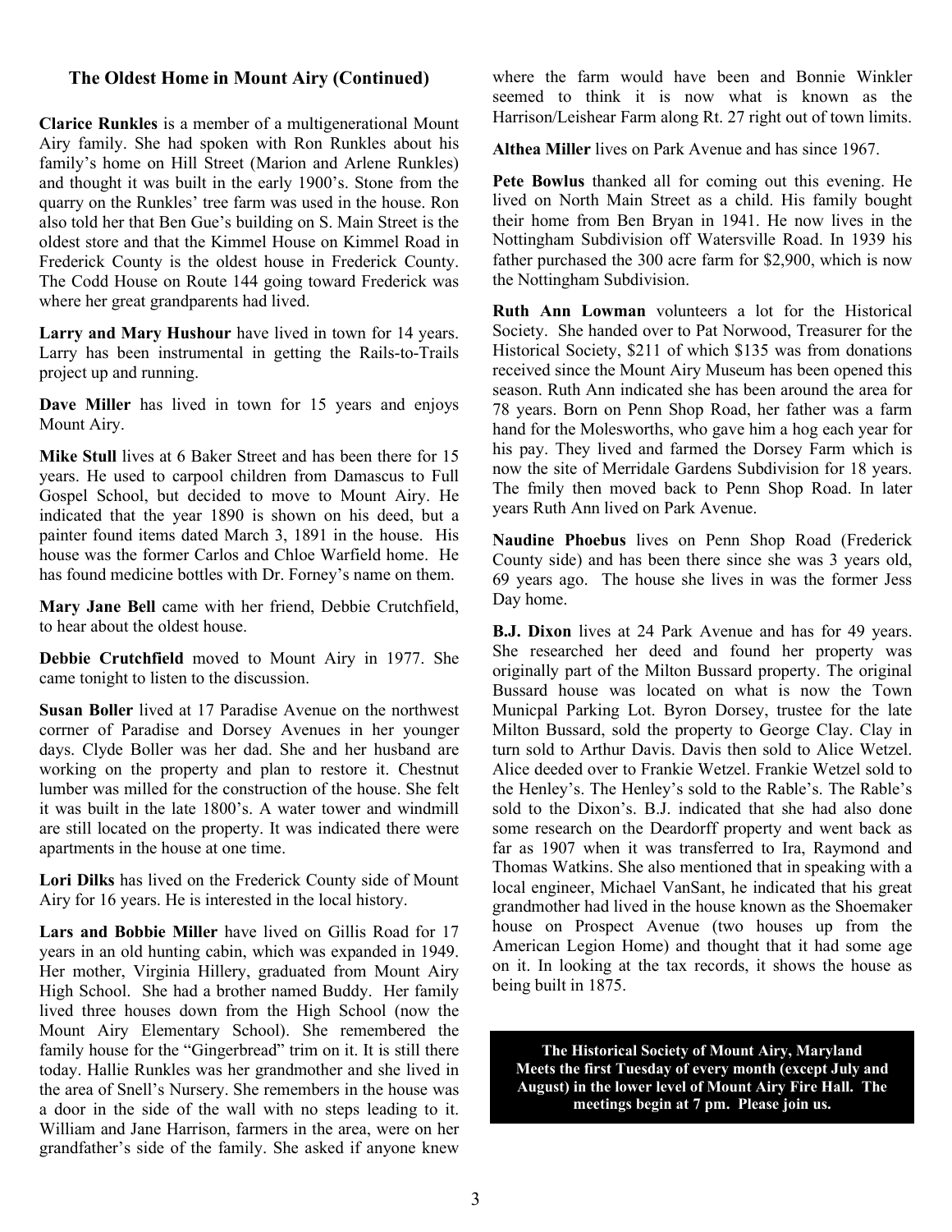### The Oldest Home in Mount Airy (Continued)

**Clarice Runkles** is a member of a multigenerational Mount Airy family. She had spoken with Ron Runkles about his family's home on Hill Street (Marion and Arlene Runkles) and thought it was built in the early 1900's. Stone from the quarry on the Runkles' tree farm was used in the house. Ron also told her that Ben Gue's building on S. Main Street is the oldest store and that the Kimmel House on Kimmel Road in Frederick County is the oldest house in Frederick County. The Codd House on Route 144 going toward Frederick was where her great grandparents had lived.

**Larry and Mary Hushour** have lived in town for 14 years. Larry has been instrumental in getting the Rails-to-Trails project up and running.

**Dave Miller** has lived in town for 15 years and enjoys Mount Airy.

**Mike Stull** lives at 6 Baker Street and has been there for 15 years. He used to carpool children from Damascus to Full Gospel School, but decided to move to Mount Airy. He indicated that the year 1890 is shown on his deed, but a painter found items dated March 3, 1891 in the house. His house was the former Carlos and Chloe Warfield home. He has found medicine bottles with Dr. Forney's name on them.

**Mary Jane Bell** came with her friend, Debbie Crutchfield, to hear about the oldest house.

**Debbie Crutchfield** moved to Mount Airy in 1977. She came tonight to listen to the discussion.

**Susan Boller** lived at 17 Paradise Avenue on the northwest corrner of Paradise and Dorsey Avenues in her younger days. Clyde Boller was her dad. She and her husband are working on the property and plan to restore it. Chestnut lumber was milled for the construction of the house. She felt it was built in the late 1800's. A water tower and windmill are still located on the property. It was indicated there were apartments in the house at one time.

**Lori Dilks** has lived on the Frederick County side of Mount Airy for 16 years. He is interested in the local history.

**Lars and Bobbie Miller** have lived on Gillis Road for 17 years in an old hunting cabin, which was expanded in 1949. Her mother, Virginia Hillery, graduated from Mount Airy High School. She had a brother named Buddy. Her family lived three houses down from the High School (now the Mount Airy Elementary School). She remembered the family house for the "Gingerbread" trim on it. It is still there today. Hallie Runkles was her grandmother and she lived in the area of Snell's Nursery. She remembers in the house was a door in the side of the wall with no steps leading to it. William and Jane Harrison, farmers in the area, were on her grandfather's side of the family. She asked if anyone knew where the farm would have been and Bonnie Winkler seemed to think it is now what is known as the Harrison/Leishear Farm along Rt. 27 right out of town limits.

**Althea Miller** lives on Park Avenue and has since 1967.

**Pete Bowlus** thanked all for coming out this evening. He lived on North Main Street as a child. His family bought their home from Ben Bryan in 1941. He now lives in the Nottingham Subdivision off Watersville Road. In 1939 his father purchased the 300 acre farm for $2,900, which is now the Nottingham Subdivision.

**Ruth Ann Lowman** volunteers a lot for the Historical Society. She handed over to Pat Norwood, Treasurer for the Historical Society, $211 of which $135 was from donations received since the Mount Airy Museum has been opened this season. Ruth Ann indicated she has been around the area for 78 years. Born on Penn Shop Road, her father was a farm hand for the Molesworths, who gave him a hog each year for his pay. They lived and farmed the Dorsey Farm which is now the site of Merridale Gardens Subdivision for 18 years. The fmily then moved back to Penn Shop Road. In later years Ruth Ann lived on Park Avenue.

**Naudine Phoebus** lives on Penn Shop Road (Frederick County side) and has been there since she was 3 years old, 69 years ago. The house she lives in was the former Jess Day home.

**B.J. Dixon** lives at 24 Park Avenue and has for 49 years. She researched her deed and found her property was originally part of the Milton Bussard property. The original Bussard house was located on what is now the Town Municpal Parking Lot. Byron Dorsey, trustee for the late Milton Bussard, sold the property to George Clay. Clay in turn sold to Arthur Davis. Davis then sold to Alice Wetzel. Alice deeded over to Frankie Wetzel. Frankie Wetzel sold to the Henley's. The Henley's sold to the Rable's. The Rable's sold to the Dixon's. B.J. indicated that she had also done some research on the Deardorff property and went back as far as 1907 when it was transferred to Ira, Raymond and Thomas Watkins. She also mentioned that in speaking with a local engineer, Michael VanSant, he indicated that his great grandmother had lived in the house known as the Shoemaker house on Prospect Avenue (two houses up from the American Legion Home) and thought that it had some age on it. In looking at the tax records, it shows the house as being built in 1875.

**The Historical Society of Mount Airy, Maryland Meets the first Tuesday of every month (except July and August) in the lower level of Mount Airy Fire Hall. The meetings begin at 7 pm. Please join us.**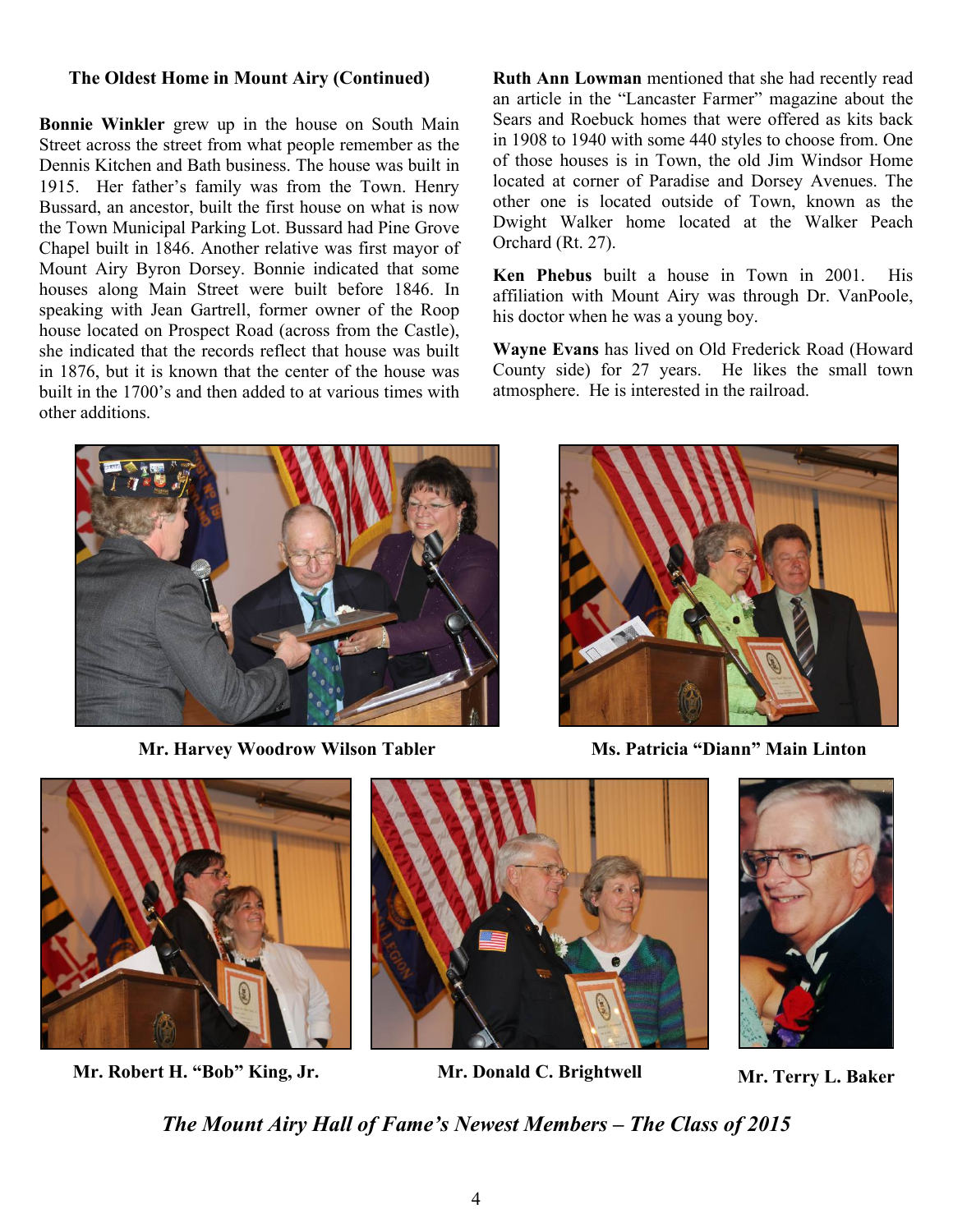### The Oldest Home in Mount Airy (Continued)

**Bonnie Winkler** grew up in the house on South Main Street across the street from what people remember as the Dennis Kitchen and Bath business. The house was built in 1915. Her father's family was from the Town. Henry Bussard, an ancestor, built the first house on what is now the Town Municipal Parking Lot. Bussard had Pine Grove Chapel built in 1846. Another relative was first mayor of Mount Airy Byron Dorsey. Bonnie indicated that some houses along Main Street were built before 1846. In speaking with Jean Gartrell, former owner of the Roop house located on Prospect Road (across from the Castle), she indicated that the records reflect that house was built in 1876, but it is known that the center of the house was built in the 1700's and then added to at various times with other additions.

**Ruth Ann Lowman** mentioned that she had recently read an article in the "Lancaster Farmer" magazine about the Sears and Roebuck homes that were offered as kits back in 1908 to 1940 with some 440 styles to choose from. One of those houses is in Town, the old Jim Windsor Home located at corner of Paradise and Dorsey Avenues. The other one is located outside of Town, known as the Dwight Walker home located at the Walker Peach Orchard (Rt. 27).

**Ken Phebus** built a house in Town in 2001. His affiliation with Mount Airy was through Dr. VanPoole, his doctor when he was a young boy.

**Wayne Evans** has lived on Old Frederick Road (Howard County side) for 27 years. He likes the small town atmosphere. He is interested in the railroad.

**Mr. Harvey Woodrow Wilson Tabler**

**Ms. Patricia "Diann" Main Linton**

**Mr. Robert H. "Bob" King, Jr.**

**Mr. Donald C. Brightwell**

**Mr. Terry L. Baker**

***The Mount Airy Hall of Fame's Newest Members – The Class of 2015***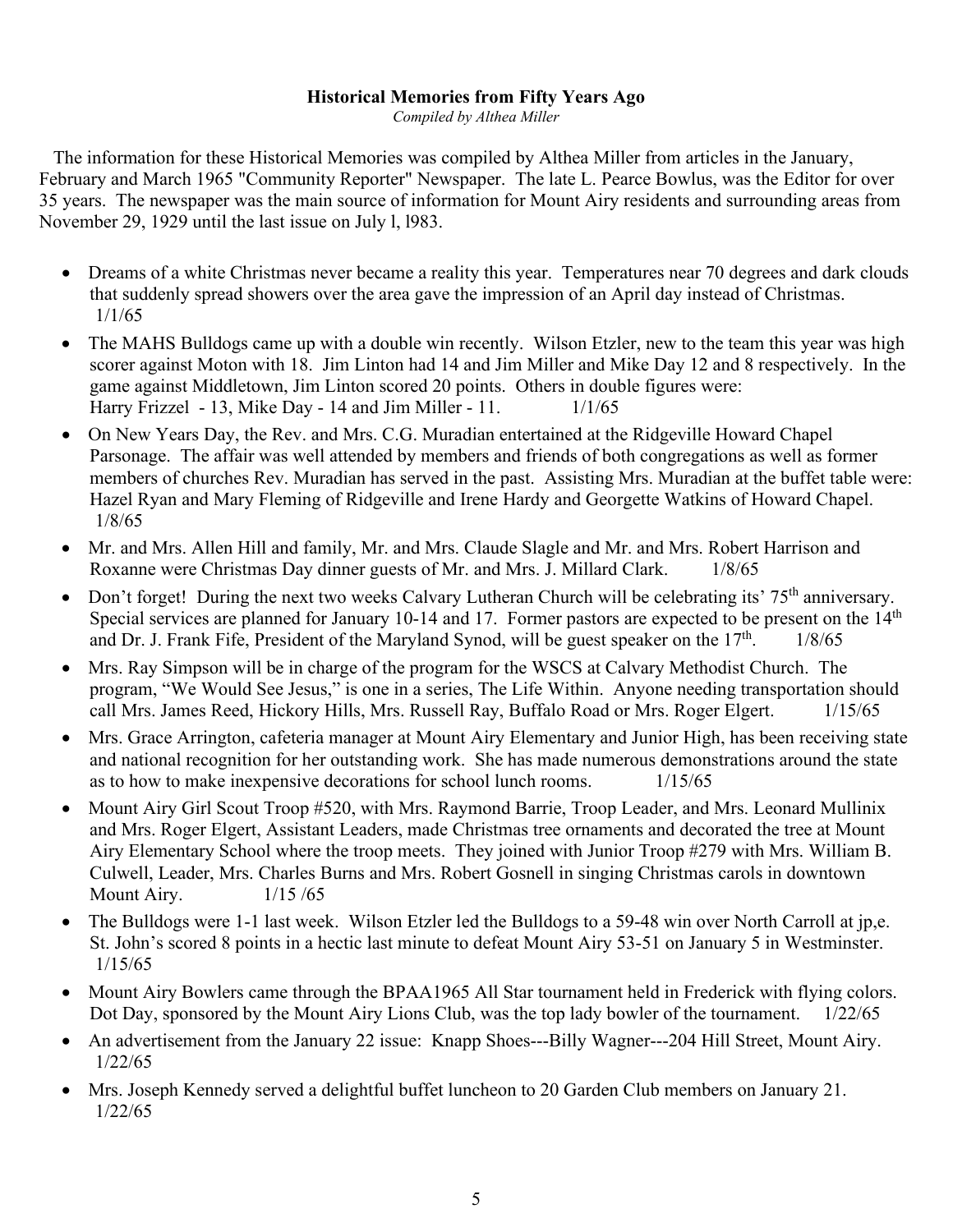**Historical Memories from Fifty Years Ago**

*Compiled by Althea Miller*

The information for these Historical Memories was compiled by Althea Miller from articles in the January, February and March 1965 "Community Reporter" Newspaper. The late L. Pearce Bowlus, was the Editor for over 35 years. The newspaper was the main source of information for Mount Airy residents and surrounding areas from November 29, 1929 until the last issue on July l, l983.

- Dreams of a white Christmas never became a reality this year. Temperatures near 70 degrees and dark clouds that suddenly spread showers over the area gave the impression of an April day instead of Christmas. 1/1/65
- The MAHS Bulldogs came up with a double win recently. Wilson Etzler, new to the team this year was high scorer against Moton with 18. Jim Linton had 14 and Jim Miller and Mike Day 12 and 8 respectively. In the game against Middletown, Jim Linton scored 20 points. Others in double figures were: Harry Frizzel - 13, Mike Day - 14 and Jim Miller - 11. 1/1/65
- On New Years Day, the Rev. and Mrs. C.G. Muradian entertained at the Ridgeville Howard Chapel Parsonage. The affair was well attended by members and friends of both congregations as well as former members of churches Rev. Muradian has served in the past. Assisting Mrs. Muradian at the buffet table were: Hazel Ryan and Mary Fleming of Ridgeville and Irene Hardy and Georgette Watkins of Howard Chapel. 1/8/65
- Mr. and Mrs. Allen Hill and family, Mr. and Mrs. Claude Slagle and Mr. and Mrs. Robert Harrison and Roxanne were Christmas Day dinner guests of Mr. and Mrs. J. Millard Clark. 1/8/65
- Don't forget! During the next two weeks Calvary Lutheran Church will be celebrating its' 75th anniversary. Special services are planned for January 10-14 and 17. Former pastors are expected to be present on the 14th and Dr. J. Frank Fife, President of the Maryland Synod, will be guest speaker on the 17th. 1/8/65
- Mrs. Ray Simpson will be in charge of the program for the WSCS at Calvary Methodist Church. The program, "We Would See Jesus," is one in a series, The Life Within. Anyone needing transportation should call Mrs. James Reed, Hickory Hills, Mrs. Russell Ray, Buffalo Road or Mrs. Roger Elgert. 1/15/65
- Mrs. Grace Arrington, cafeteria manager at Mount Airy Elementary and Junior High, has been receiving state and national recognition for her outstanding work. She has made numerous demonstrations around the state as to how to make inexpensive decorations for school lunch rooms. 1/15/65
- Mount Airy Girl Scout Troop #520, with Mrs. Raymond Barrie, Troop Leader, and Mrs. Leonard Mullinix and Mrs. Roger Elgert, Assistant Leaders, made Christmas tree ornaments and decorated the tree at Mount Airy Elementary School where the troop meets. They joined with Junior Troop #279 with Mrs. William B. Culwell, Leader, Mrs. Charles Burns and Mrs. Robert Gosnell in singing Christmas carols in downtown Mount Airy. 1/15 /65
- The Bulldogs were 1-1 last week. Wilson Etzler led the Bulldogs to a 59-48 win over North Carroll at jp,e. St. John's scored 8 points in a hectic last minute to defeat Mount Airy 53-51 on January 5 in Westminster. 1/15/65
- Mount Airy Bowlers came through the BPAA1965 All Star tournament held in Frederick with flying colors. Dot Day, sponsored by the Mount Airy Lions Club, was the top lady bowler of the tournament. 1/22/65
- An advertisement from the January 22 issue: Knapp Shoes---Billy Wagner---204 Hill Street, Mount Airy. 1/22/65
- Mrs. Joseph Kennedy served a delightful buffet luncheon to 20 Garden Club members on January 21. 1/22/65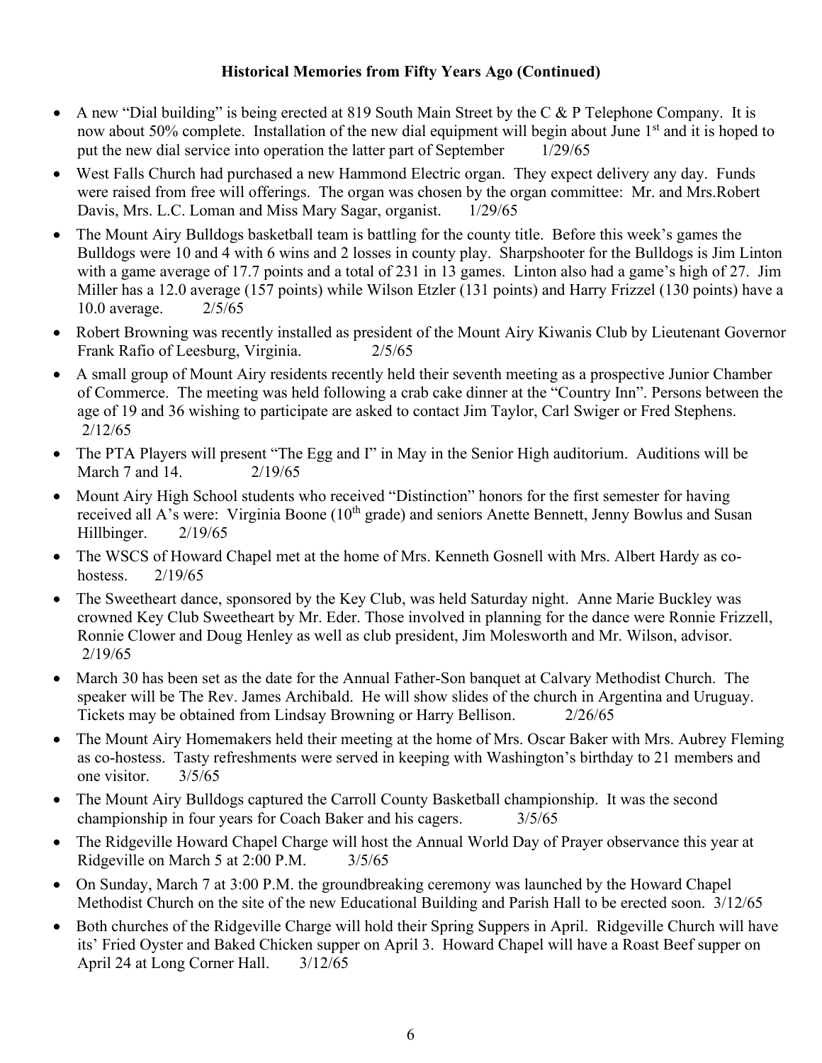**Historical Memories from Fifty Years Ago (Continued)**

- A new "Dial building" is being erected at 819 South Main Street by the C & P Telephone Company. It is now about 50% complete. Installation of the new dial equipment will begin about June 1st and it is hoped to put the new dial service into operation the latter part of September 1/29/65
- West Falls Church had purchased a new Hammond Electric organ. They expect delivery any day. Funds were raised from free will offerings. The organ was chosen by the organ committee: Mr. and Mrs.Robert Davis, Mrs. L.C. Loman and Miss Mary Sagar, organist. 1/29/65
- The Mount Airy Bulldogs basketball team is battling for the county title. Before this week's games the Bulldogs were 10 and 4 with 6 wins and 2 losses in county play. Sharpshooter for the Bulldogs is Jim Linton with a game average of 17.7 points and a total of 231 in 13 games. Linton also had a game's high of 27. Jim Miller has a 12.0 average (157 points) while Wilson Etzler (131 points) and Harry Frizzel (130 points) have a 10.0 average. 2/5/65
- Robert Browning was recently installed as president of the Mount Airy Kiwanis Club by Lieutenant Governor Frank Rafio of Leesburg, Virginia. 2/5/65
- A small group of Mount Airy residents recently held their seventh meeting as a prospective Junior Chamber of Commerce. The meeting was held following a crab cake dinner at the "Country Inn". Persons between the age of 19 and 36 wishing to participate are asked to contact Jim Taylor, Carl Swiger or Fred Stephens. 2/12/65
- The PTA Players will present "The Egg and I" in May in the Senior High auditorium. Auditions will be March 7 and 14. 2/19/65
- Mount Airy High School students who received "Distinction" honors for the first semester for having received all A's were: Virginia Boone (10th grade) and seniors Anette Bennett, Jenny Bowlus and Susan Hillbinger. 2/19/65
- The WSCS of Howard Chapel met at the home of Mrs. Kenneth Gosnell with Mrs. Albert Hardy as co-hostess. 2/19/65
- The Sweetheart dance, sponsored by the Key Club, was held Saturday night. Anne Marie Buckley was crowned Key Club Sweetheart by Mr. Eder. Those involved in planning for the dance were Ronnie Frizzell, Ronnie Clower and Doug Henley as well as club president, Jim Molesworth and Mr. Wilson, advisor. 2/19/65
- March 30 has been set as the date for the Annual Father-Son banquet at Calvary Methodist Church. The speaker will be The Rev. James Archibald. He will show slides of the church in Argentina and Uruguay. Tickets may be obtained from Lindsay Browning or Harry Bellison. 2/26/65
- The Mount Airy Homemakers held their meeting at the home of Mrs. Oscar Baker with Mrs. Aubrey Fleming as co-hostess. Tasty refreshments were served in keeping with Washington's birthday to 21 members and one visitor. 3/5/65
- The Mount Airy Bulldogs captured the Carroll County Basketball championship. It was the second championship in four years for Coach Baker and his cagers. 3/5/65
- The Ridgeville Howard Chapel Charge will host the Annual World Day of Prayer observance this year at Ridgeville on March 5 at 2:00 P.M. 3/5/65
- On Sunday, March 7 at 3:00 P.M. the groundbreaking ceremony was launched by the Howard Chapel Methodist Church on the site of the new Educational Building and Parish Hall to be erected soon. 3/12/65
- Both churches of the Ridgeville Charge will hold their Spring Suppers in April. Ridgeville Church will have its' Fried Oyster and Baked Chicken supper on April 3. Howard Chapel will have a Roast Beef supper on April 24 at Long Corner Hall. 3/12/65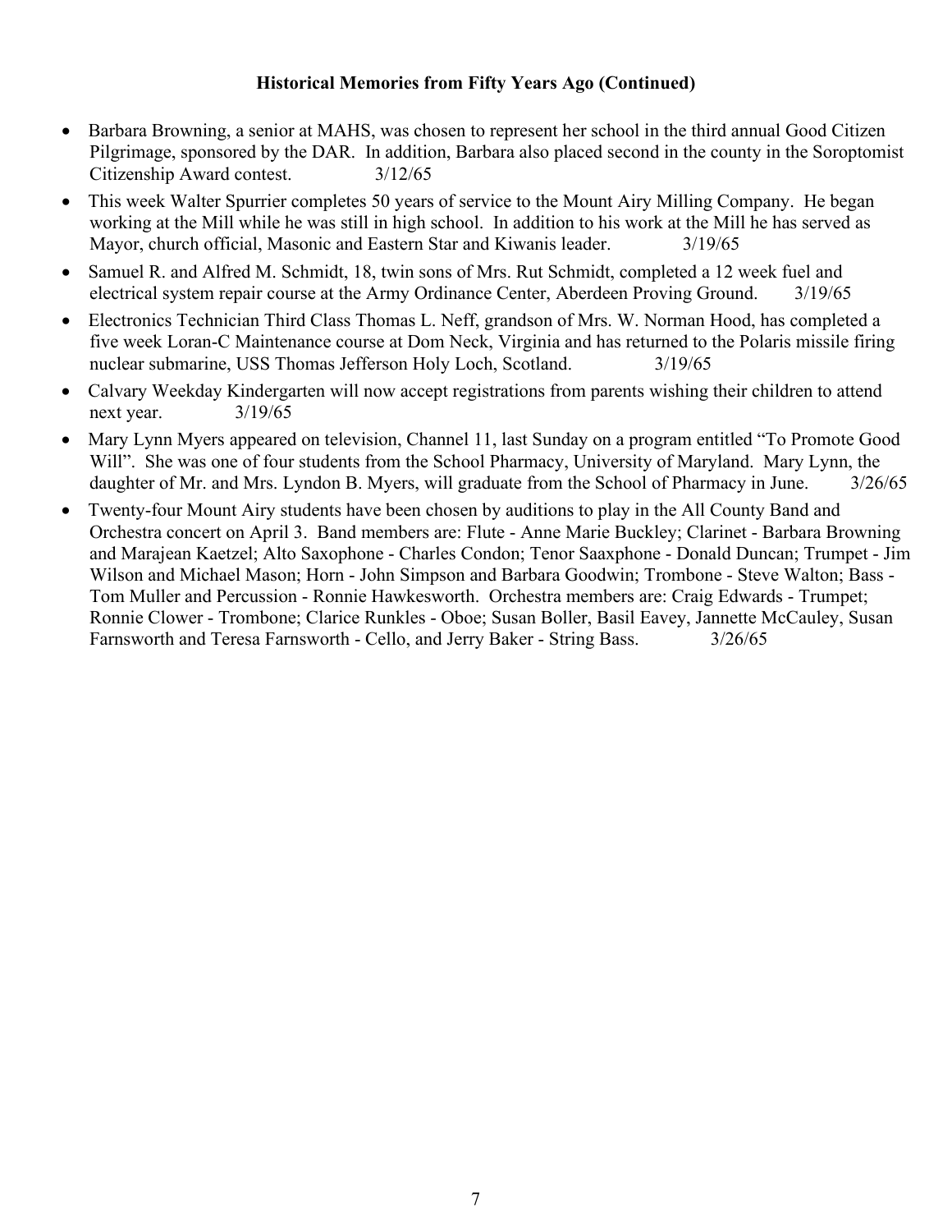**Historical Memories from Fifty Years Ago (Continued)**

- Barbara Browning, a senior at MAHS, was chosen to represent her school in the third annual Good Citizen Pilgrimage, sponsored by the DAR. In addition, Barbara also placed second in the county in the Soroptomist Citizenship Award contest. 3/12/65
- This week Walter Spurrier completes 50 years of service to the Mount Airy Milling Company. He began working at the Mill while he was still in high school. In addition to his work at the Mill he has served as Mayor, church official, Masonic and Eastern Star and Kiwanis leader. 3/19/65
- Samuel R. and Alfred M. Schmidt, 18, twin sons of Mrs. Rut Schmidt, completed a 12 week fuel and electrical system repair course at the Army Ordinance Center, Aberdeen Proving Ground. 3/19/65
- Electronics Technician Third Class Thomas L. Neff, grandson of Mrs. W. Norman Hood, has completed a five week Loran-C Maintenance course at Dom Neck, Virginia and has returned to the Polaris missile firing nuclear submarine, USS Thomas Jefferson Holy Loch, Scotland. 3/19/65
- Calvary Weekday Kindergarten will now accept registrations from parents wishing their children to attend next year. 3/19/65
- Mary Lynn Myers appeared on television, Channel 11, last Sunday on a program entitled "To Promote Good Will". She was one of four students from the School Pharmacy, University of Maryland. Mary Lynn, the daughter of Mr. and Mrs. Lyndon B. Myers, will graduate from the School of Pharmacy in June. 3/26/65
- Twenty-four Mount Airy students have been chosen by auditions to play in the All County Band and Orchestra concert on April 3. Band members are: Flute - Anne Marie Buckley; Clarinet - Barbara Browning and Marajean Kaetzel; Alto Saxophone - Charles Condon; Tenor Saaxphone - Donald Duncan; Trumpet - Jim Wilson and Michael Mason; Horn - John Simpson and Barbara Goodwin; Trombone - Steve Walton; Bass - Tom Muller and Percussion - Ronnie Hawkesworth. Orchestra members are: Craig Edwards - Trumpet; Ronnie Clower - Trombone; Clarice Runkles - Oboe; Susan Boller, Basil Eavey, Jannette McCauley, Susan Farnsworth and Teresa Farnsworth - Cello, and Jerry Baker - String Bass. 3/26/65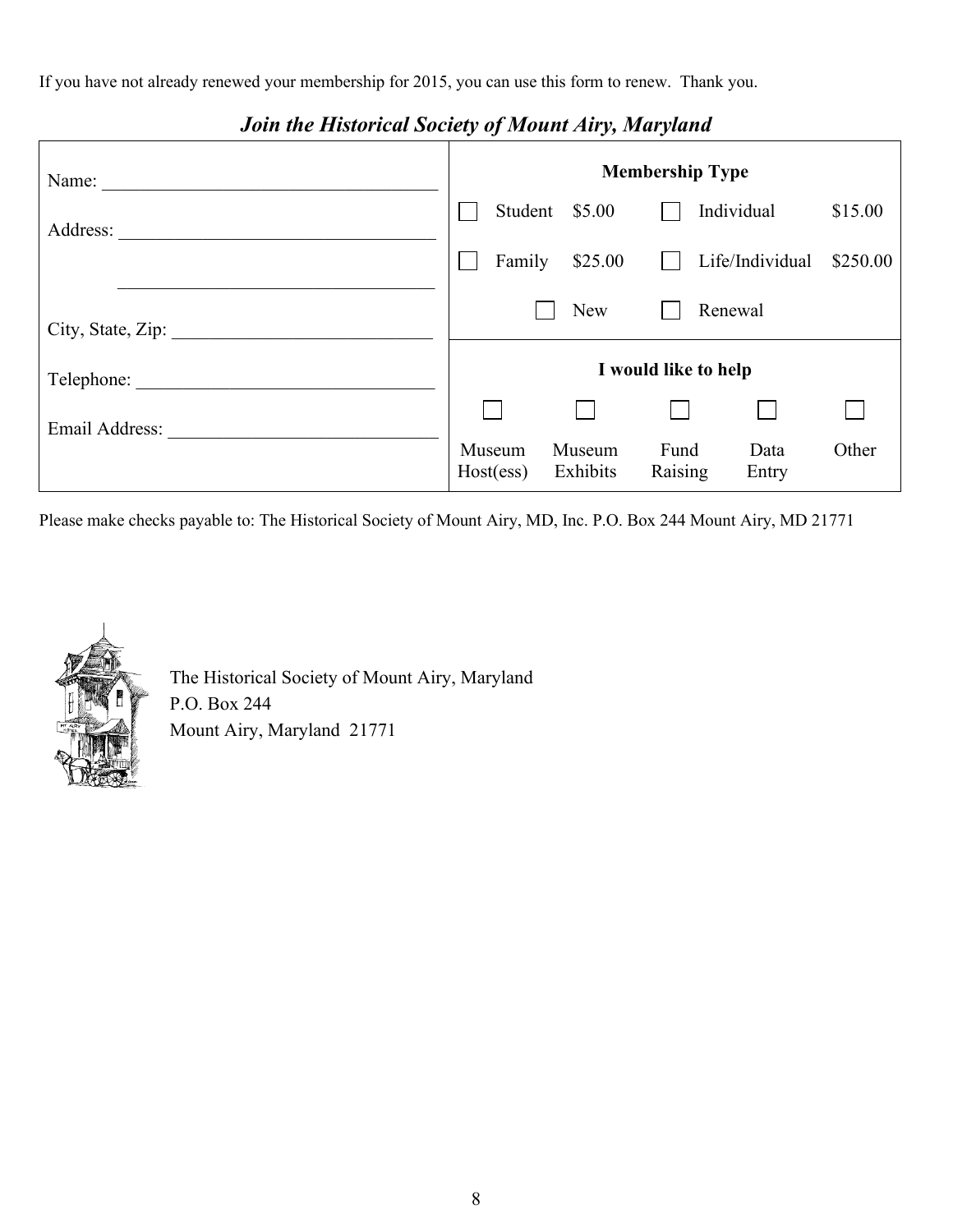If you have not already renewed your membership for 2015, you can use this form to renew. Thank you.

## *Join the Historical Society of Mount Airy, Maryland*

| | |
|---|---|
| Name: ___________________________ | **Membership Type** |
| Address: ___________________________ | ☐ Student $5.00 ☐ Individual $15.00 |
| ___________________________ | ☐ Family $25.00 ☐ Life/Individual $250.00 |
| City, State, Zip: ___________________________ | ☐ New ☐ Renewal |
| Telephone: ___________________________ | **I would like to help** |
| Email Address: ___________________________ | ☐ Museum Host(ess) ☐ Museum Exhibits ☐ Fund Raising ☐ Data Entry ☐ Other |

Please make checks payable to: The Historical Society of Mount Airy, MD, Inc. P.O. Box 244 Mount Airy, MD 21771

The Historical Society of Mount Airy, Maryland
P.O. Box 244
Mount Airy, Maryland 21771